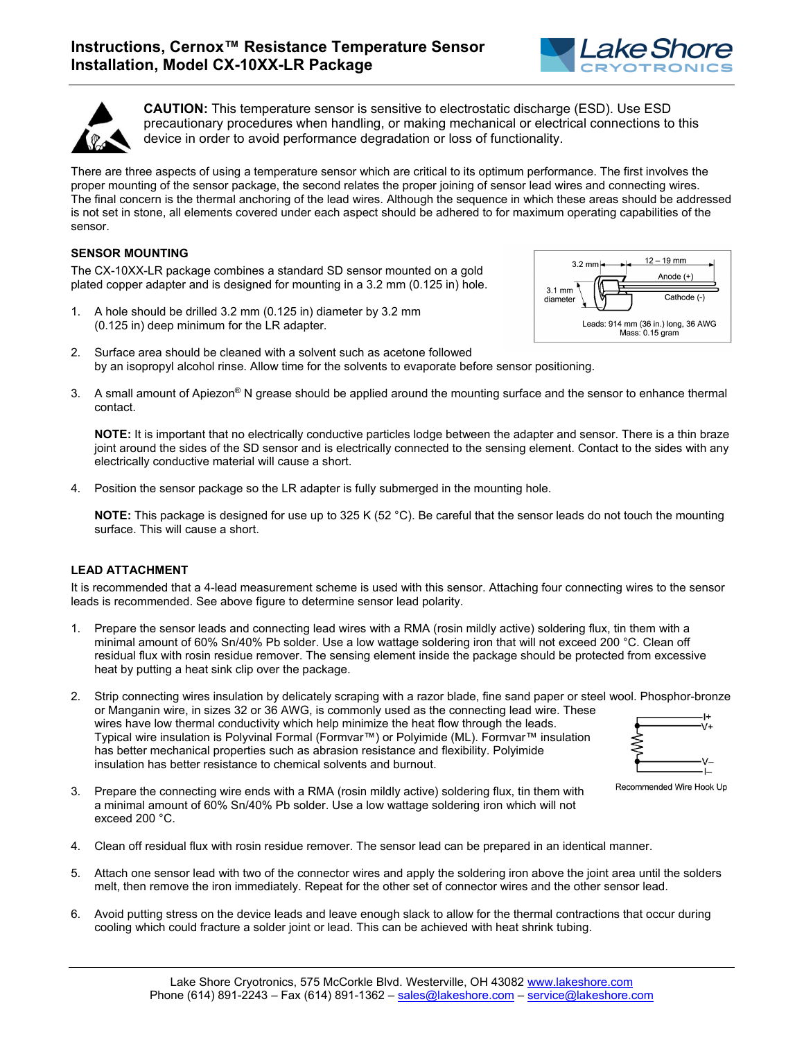# Instructions, Cernox™ Resistance Temperature Sensor Installation, Model CX-10XX-LR Package

**CAUTION:** This temperature sensor is sensitive to electrostatic discharge (ESD). Use ESD precautionary procedures when handling, or making mechanical or electrical connections to this device in order to avoid performance degradation or loss of functionality.

There are three aspects of using a temperature sensor which are critical to its optimum performance. The first involves the proper mounting of the sensor package, the second relates the proper joining of sensor lead wires and connecting wires. The final concern is the thermal anchoring of the lead wires. Although the sequence in which these areas should be addressed is not set in stone, all elements covered under each aspect should be adhered to for maximum operating capabilities of the sensor.

## SENSOR MOUNTING

The CX-10XX-LR package combines a standard SD sensor mounted on a gold plated copper adapter and is designed for mounting in a 3.2 mm (0.125 in) hole.

3.2 mm | 12 – 19 mm | Anode (+) | 3.1 mm diameter | Cathode (-)

Leads: 914 mm (36 in.) long, 36 AWG
Mass: 0.15 gram

1. A hole should be drilled 3.2 mm (0.125 in) diameter by 3.2 mm (0.125 in) deep minimum for the LR adapter.

2. Surface area should be cleaned with a solvent such as acetone followed by an isopropyl alcohol rinse. Allow time for the solvents to evaporate before sensor positioning.

3. A small amount of Apiezon® N grease should be applied around the mounting surface and the sensor to enhance thermal contact.

   **NOTE:** It is important that no electrically conductive particles lodge between the adapter and sensor. There is a thin braze joint around the sides of the SD sensor and is electrically connected to the sensing element. Contact to the sides with any electrically conductive material will cause a short.

4. Position the sensor package so the LR adapter is fully submerged in the mounting hole.

   **NOTE:** This package is designed for use up to 325 K (52 °C). Be careful that the sensor leads do not touch the mounting surface. This will cause a short.

## LEAD ATTACHMENT

It is recommended that a 4-lead measurement scheme is used with this sensor. Attaching four connecting wires to the sensor leads is recommended. See above figure to determine sensor lead polarity.

1. Prepare the sensor leads and connecting lead wires with a RMA (rosin mildly active) soldering flux, tin them with a minimal amount of 60% Sn/40% Pb solder. Use a low wattage soldering iron that will not exceed 200 °C. Clean off residual flux with rosin residue remover. The sensing element inside the package should be protected from excessive heat by putting a heat sink clip over the package.

2. Strip connecting wires insulation by delicately scraping with a razor blade, fine sand paper or steel wool. Phosphor-bronze or Manganin wire, in sizes 32 or 36 AWG, is commonly used as the connecting lead wire. These wires have low thermal conductivity which help minimize the heat flow through the leads. Typical wire insulation is Polyvinal Formal (Formvar™) or Polyimide (ML). Formvar™ insulation has better mechanical properties such as abrasion resistance and flexibility. Polyimide insulation has better resistance to chemical solvents and burnout.

   I+ | V+ | V– | I–

   Recommended Wire Hook Up

3. Prepare the connecting wire ends with a RMA (rosin mildly active) soldering flux, tin them with a minimal amount of 60% Sn/40% Pb solder. Use a low wattage soldering iron which will not exceed 200 °C.

4. Clean off residual flux with rosin residue remover. The sensor lead can be prepared in an identical manner.

5. Attach one sensor lead with two of the connector wires and apply the soldering iron above the joint area until the solders melt, then remove the iron immediately. Repeat for the other set of connector wires and the other sensor lead.

6. Avoid putting stress on the device leads and leave enough slack to allow for the thermal contractions that occur during cooling which could fracture a solder joint or lead. This can be achieved with heat shrink tubing.

Lake Shore Cryotronics, 575 McCorkle Blvd. Westerville, OH 43082 www.lakeshore.com
Phone (614) 891-2243 – Fax (614) 891-1362 – sales@lakeshore.com – service@lakeshore.com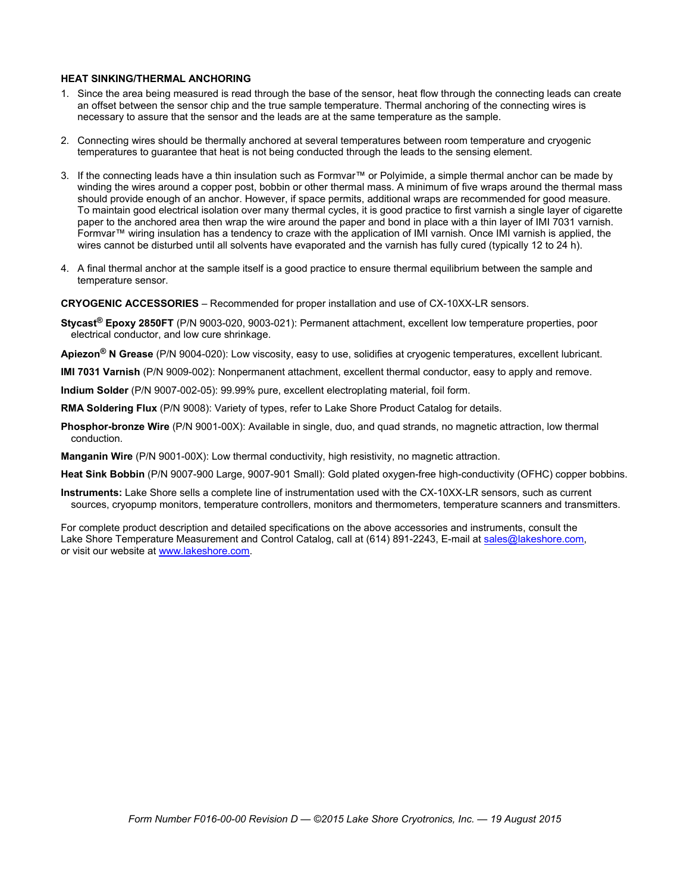### HEAT SINKING/THERMAL ANCHORING

1. Since the area being measured is read through the base of the sensor, heat flow through the connecting leads can create an offset between the sensor chip and the true sample temperature. Thermal anchoring of the connecting wires is necessary to assure that the sensor and the leads are at the same temperature as the sample.

2. Connecting wires should be thermally anchored at several temperatures between room temperature and cryogenic temperatures to guarantee that heat is not being conducted through the leads to the sensing element.

3. If the connecting leads have a thin insulation such as Formvar™ or Polyimide, a simple thermal anchor can be made by winding the wires around a copper post, bobbin or other thermal mass. A minimum of five wraps around the thermal mass should provide enough of an anchor. However, if space permits, additional wraps are recommended for good measure. To maintain good electrical isolation over many thermal cycles, it is good practice to first varnish a single layer of cigarette paper to the anchored area then wrap the wire around the paper and bond in place with a thin layer of IMI 7031 varnish. Formvar™ wiring insulation has a tendency to craze with the application of IMI varnish. Once IMI varnish is applied, the wires cannot be disturbed until all solvents have evaporated and the varnish has fully cured (typically 12 to 24 h).

4. A final thermal anchor at the sample itself is a good practice to ensure thermal equilibrium between the sample and temperature sensor.

**CRYOGENIC ACCESSORIES** – Recommended for proper installation and use of CX-10XX-LR sensors.

**Stycast® Epoxy 2850FT** (P/N 9003-020, 9003-021): Permanent attachment, excellent low temperature properties, poor electrical conductor, and low cure shrinkage.

**Apiezon® N Grease** (P/N 9004-020): Low viscosity, easy to use, solidifies at cryogenic temperatures, excellent lubricant.

**IMI 7031 Varnish** (P/N 9009-002): Nonpermanent attachment, excellent thermal conductor, easy to apply and remove.

**Indium Solder** (P/N 9007-002-05): 99.99% pure, excellent electroplating material, foil form.

**RMA Soldering Flux** (P/N 9008): Variety of types, refer to Lake Shore Product Catalog for details.

**Phosphor-bronze Wire** (P/N 9001-00X): Available in single, duo, and quad strands, no magnetic attraction, low thermal conduction.

**Manganin Wire** (P/N 9001-00X): Low thermal conductivity, high resistivity, no magnetic attraction.

**Heat Sink Bobbin** (P/N 9007-900 Large, 9007-901 Small): Gold plated oxygen-free high-conductivity (OFHC) copper bobbins.

**Instruments:** Lake Shore sells a complete line of instrumentation used with the CX-10XX-LR sensors, such as current sources, cryopump monitors, temperature controllers, monitors and thermometers, temperature scanners and transmitters.

For complete product description and detailed specifications on the above accessories and instruments, consult the Lake Shore Temperature Measurement and Control Catalog, call at (614) 891-2243, E-mail at sales@lakeshore.com, or visit our website at www.lakeshore.com.

*Form Number F016-00-00 Revision D — ©2015 Lake Shore Cryotronics, Inc. — 19 August 2015*